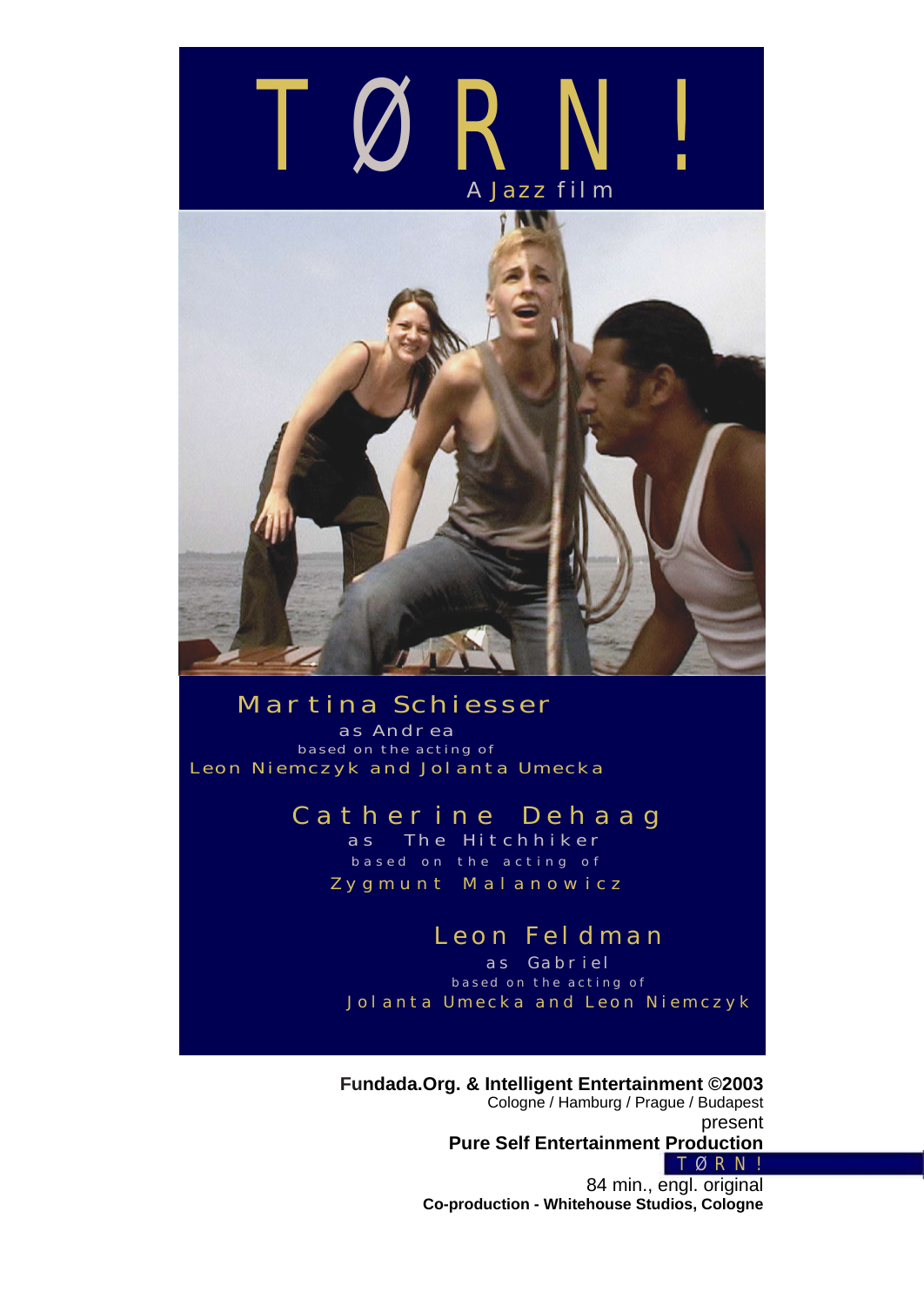# TØRN!

A Jazz film

**Martina Schiesser**
as Andrea
based on the acting of
Leon Niemczyk and Jolanta Umecka

**Catherine Dehaag**
as The Hitchhiker
based on the acting of
Zygmunt Malanowicz

**Leon Feldman**
as Gabriel
based on the acting of
Jolanta Umecka and Leon Niemczyk

**Fundada.Org. & Intelligent Entertainment ©2003**
Cologne / Hamburg / Prague / Budapest
present
**Pure Self Entertainment Production**
TØRN!
84 min., engl. original
**Co-production - Whitehouse Studios, Cologne**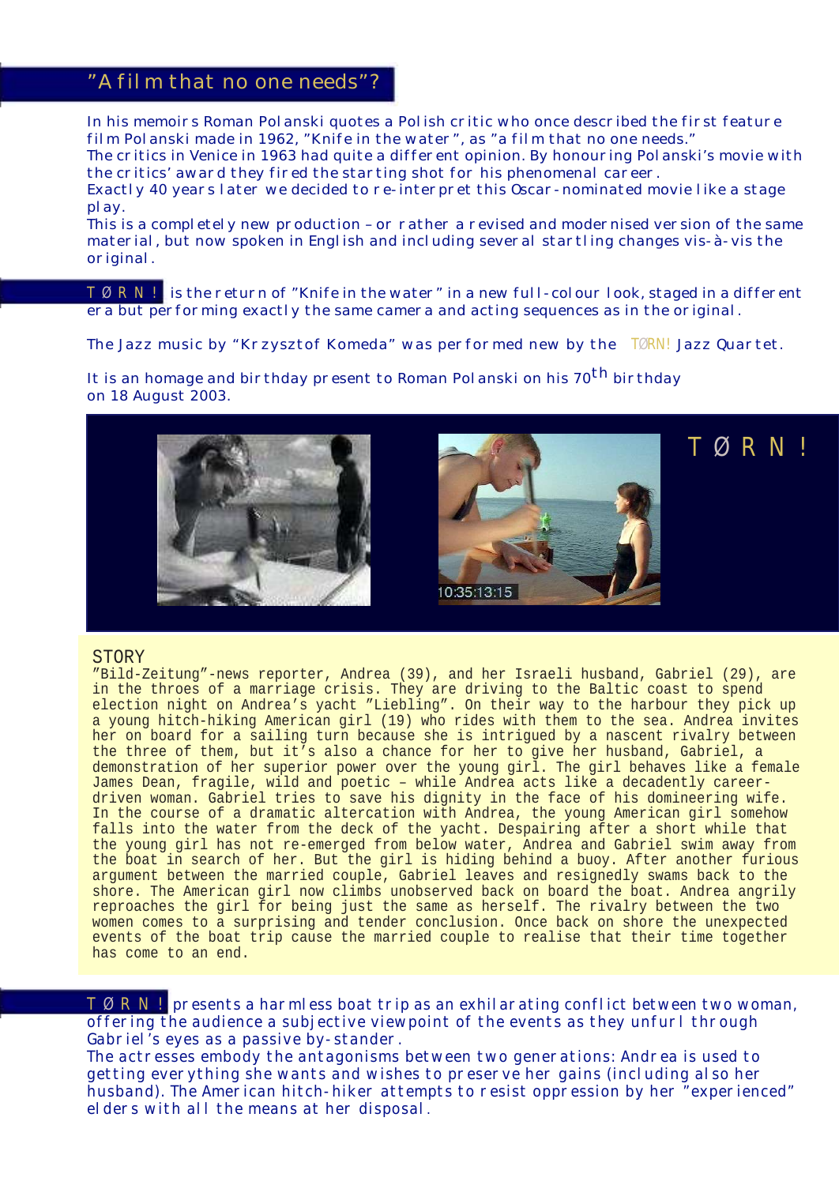## "A film that no one needs"?

In his memoirs Roman Polanski quotes a Polish critic who once described the first feature film Polanski made in 1962, "Knife in the water", as "a film that no one needs."
The critics in Venice in 1963 had quite a different opinion. By honouring Polanski's movie with the critics' award they fired the starting shot for his phenomenal career.
Exactly 40 years later we decided to re-interpret this Oscar-nominated movie like a stage play.
This is a completely new production – or rather a revised and modernised version of the same material, but now spoken in English and including several startling changes vis-à-vis the original.

**TØRN!** is the return of "Knife in the water" in a new full-colour look, staged in a different era but performing exactly the same camera and acting sequences as in the original.

The Jazz music by "Krzysztof Komeda" was performed new by the TØRN! Jazz Quartet.

It is an homage and birthday present to Roman Polanski on his 70th birthday on 18 August 2003.

10:35:13:15

TØRN!

### STORY

"Bild-Zeitung"-news reporter, Andrea (39), and her Israeli husband, Gabriel (29), are in the throes of a marriage crisis. They are driving to the Baltic coast to spend election night on Andrea's yacht "Liebling". On their way to the harbour they pick up a young hitch-hiking American girl (19) who rides with them to the sea. Andrea invites her on board for a sailing turn because she is intrigued by a nascent rivalry between the three of them, but it's also a chance for her to give her husband, Gabriel, a demonstration of her superior power over the young girl. The girl behaves like a female James Dean, fragile, wild and poetic – while Andrea acts like a decadently career-driven woman. Gabriel tries to save his dignity in the face of his domineering wife. In the course of a dramatic altercation with Andrea, the young American girl somehow falls into the water from the deck of the yacht. Despairing after a short while that the young girl has not re-emerged from below water, Andrea and Gabriel swim away from the boat in search of her. But the girl is hiding behind a buoy. After another furious argument between the married couple, Gabriel leaves and resignedly swams back to the shore. The American girl now climbs unobserved back on board the boat. Andrea angrily reproaches the girl for being just the same as herself. The rivalry between the two women comes to a surprising and tender conclusion. Once back on shore the unexpected events of the boat trip cause the married couple to realise that their time together has come to an end.

**TØRN!** presents a harmless boat trip as an exhilarating conflict between two woman, offering the audience a subjective viewpoint of the events as they unfurl through Gabriel's eyes as a passive by-stander.
The actresses embody the antagonisms between two generations: Andrea is used to getting everything she wants and wishes to preserve her gains (including also her husband). The American hitch-hiker attempts to resist oppression by her "experienced" elders with all the means at her disposal.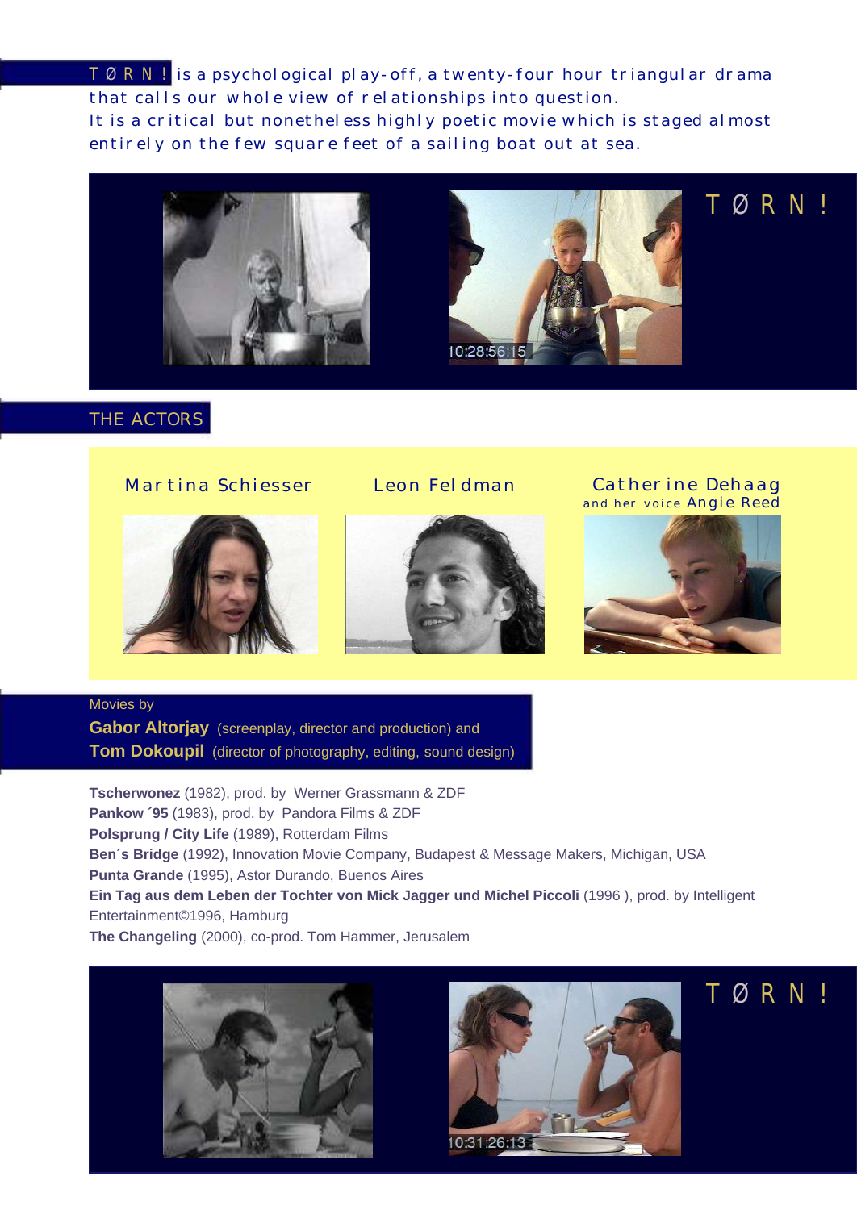**TØRN!** is a psychological play-off, a twenty-four hour triangular drama that calls our whole view of relationships into question.
It is a critical but nonetheless highly poetic movie which is staged almost entirely on the few square feet of a sailing boat out at sea.

TØRN!

10:28:56:15

## THE ACTORS

Martina Schiesser

Leon Feldman

Catherine Dehaag
and her voice Angie Reed

Movies by
**Gabor Altorjay** (screenplay, director and production) and
**Tom Dokoupil** (director of photography, editing, sound design)

**Tscherwonez** (1982), prod. by Werner Grassmann & ZDF
**Pankow ´95** (1983), prod. by Pandora Films & ZDF
**Polsprung / City Life** (1989), Rotterdam Films
**Ben´s Bridge** (1992), Innovation Movie Company, Budapest & Message Makers, Michigan, USA
**Punta Grande** (1995), Astor Durando, Buenos Aires
**Ein Tag aus dem Leben der Tochter von Mick Jagger und Michel Piccoli** (1996 ), prod. by Intelligent Entertainment©1996, Hamburg
**The Changeling** (2000), co-prod. Tom Hammer, Jerusalem

TØRN!

10:31:26:13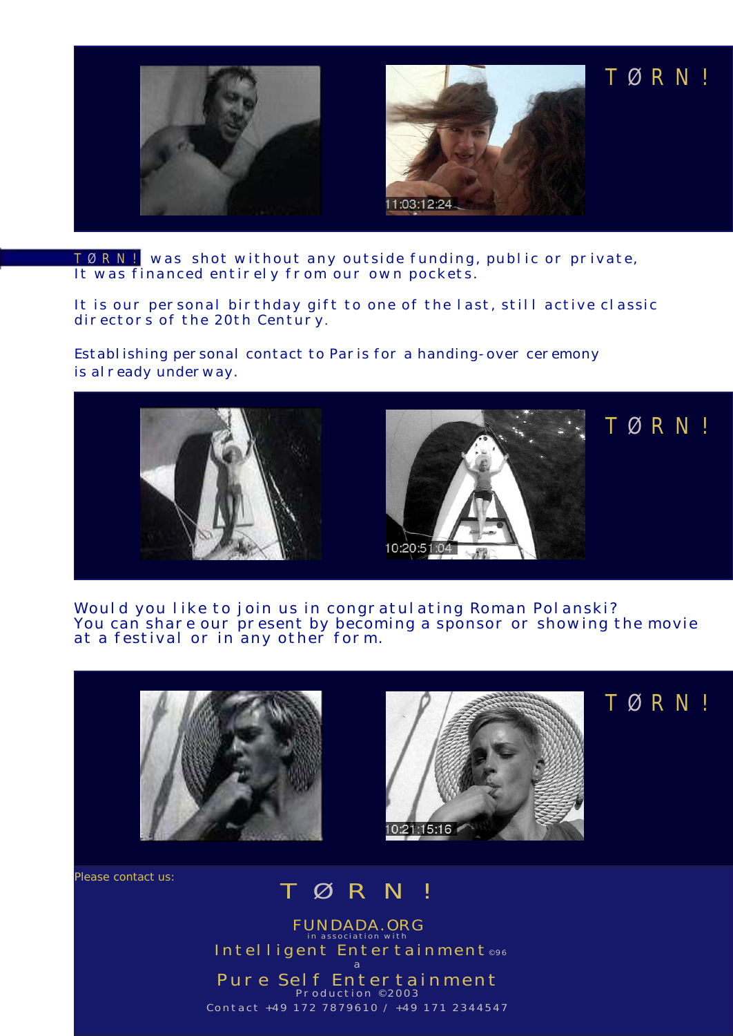TØRN!

TØRN! was shot without any outside funding, public or private, It was financed entirely from our own pockets.

It is our personal birthday gift to one of the last, still active classic directors of the 20th Century.

Establishing personal contact to Paris for a handing-over ceremony is already underway.

TØRN!

Would you like to join us in congratulating Roman Polanski?
You can share our present by becoming a sponsor or showing the movie at a festival or in any other form.

TØRN!

Please contact us:

TØRN!

FUNDADA.ORG
in association with
Intelligent Entertainment ©96
a
Pure Self Entertainment
Production ©2003
Contact +49 172 7879610 / +49 171 2344547